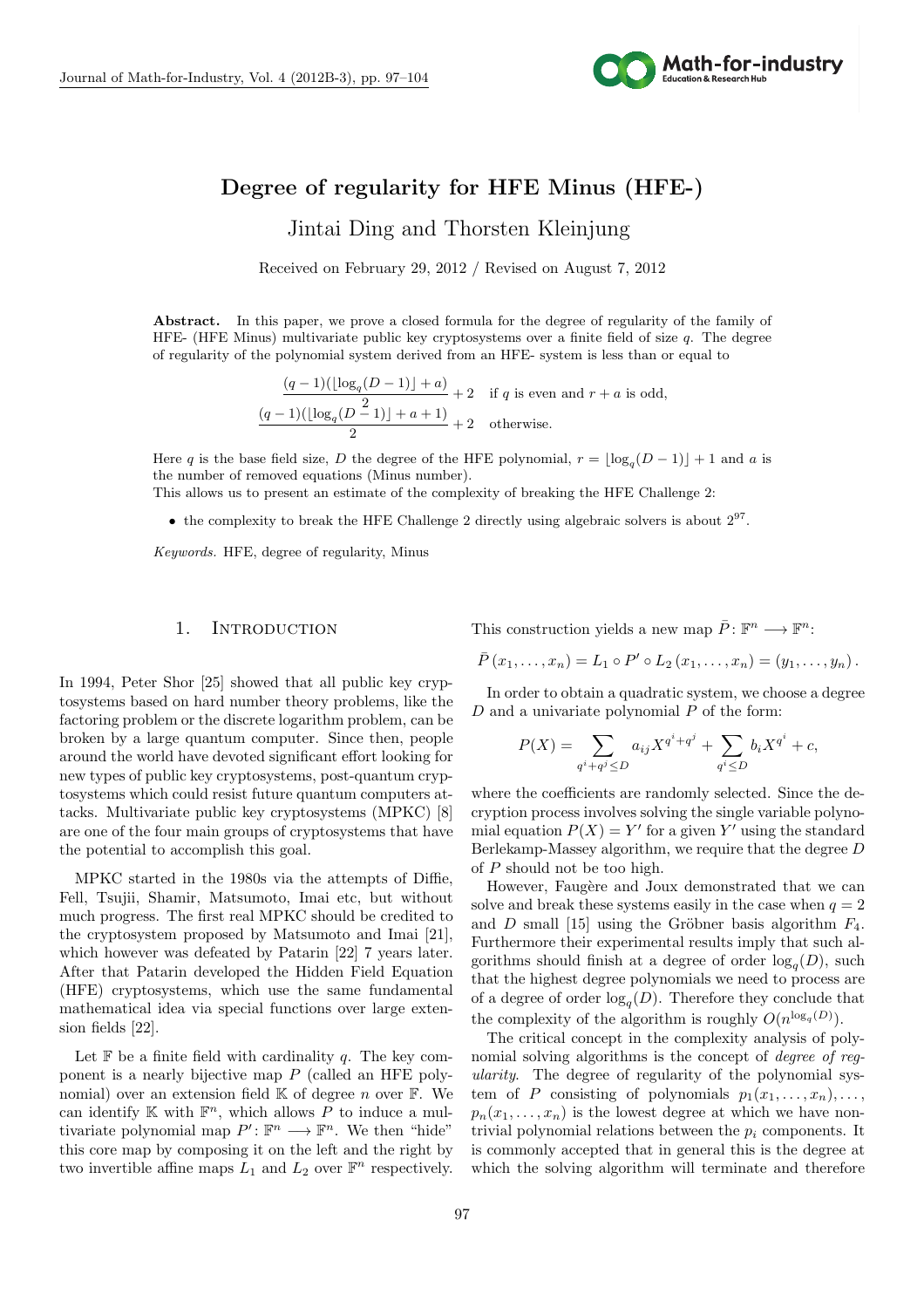# Degree of regularity for HFE Minus (HFE-)

Jintai Ding and Thorsten Kleinjung

Received on February 29, 2012 / Revised on August 7, 2012

**Abstract.** In this paper, we prove a closed formula for the degree of regularity of the family of HFE- (HFE Minus) multivariate public key cryptosystems over a finite field of size $q$. The degree of regularity of the polynomial system derived from an HFE- system is less than or equal to

$$
\begin{cases}
\dfrac{(q-1)(\lfloor \log_q(D-1) \rfloor + a)}{2} + 2 & \text{if } q \text{ is even and } r+a \text{ is odd,} \\[2ex]
\dfrac{(q-1)(\lfloor \log_q(D-1) \rfloor + a + 1)}{2} + 2 & \text{otherwise.}
\end{cases}
$$

Here $q$ is the base field size, $D$ the degree of the HFE polynomial, $r = \lfloor \log_q(D-1) \rfloor + 1$ and $a$ is the number of removed equations (Minus number).

This allows us to present an estimate of the complexity of breaking the HFE Challenge 2:

- the complexity to break the HFE Challenge 2 directly using algebraic solvers is about $2^{97}$.

*Keywords.* HFE, degree of regularity, Minus

## 1. Introduction

In 1994, Peter Shor [25] showed that all public key cryptosystems based on hard number theory problems, like the factoring problem or the discrete logarithm problem, can be broken by a large quantum computer. Since then, people around the world have devoted significant effort looking for new types of public key cryptosystems, post-quantum cryptosystems which could resist future quantum computers attacks. Multivariate public key cryptosystems (MPKC) [8] are one of the four main groups of cryptosystems that have the potential to accomplish this goal.

MPKC started in the 1980s via the attempts of Diffie, Fell, Tsujii, Shamir, Matsumoto, Imai etc, but without much progress. The first real MPKC should be credited to the cryptosystem proposed by Matsumoto and Imai [21], which however was defeated by Patarin [22] 7 years later. After that Patarin developed the Hidden Field Equation (HFE) cryptosystems, which use the same fundamental mathematical idea via special functions over large extension fields [22].

Let $\mathbb{F}$ be a finite field with cardinality $q$. The key component is a nearly bijective map $P$ (called an HFE polynomial) over an extension field $\mathbb{K}$ of degree $n$ over $\mathbb{F}$. We can identify $\mathbb{K}$ with $\mathbb{F}^n$, which allows $P$ to induce a multivariate polynomial map $P' : \mathbb{F}^n \longrightarrow \mathbb{F}^n$. We then "hide" this core map by composing it on the left and the right by two invertible affine maps $L_1$ and $L_2$ over $\mathbb{F}^n$ respectively. This construction yields a new map $\bar{P} : \mathbb{F}^n \longrightarrow \mathbb{F}^n$:

$$\bar{P}(x_1, \ldots, x_n) = L_1 \circ P' \circ L_2(x_1, \ldots, x_n) = (y_1, \ldots, y_n).$$

In order to obtain a quadratic system, we choose a degree $D$ and a univariate polynomial $P$ of the form:

$$P(X) = \sum_{q^i + q^j \leq D} a_{ij} X^{q^i + q^j} + \sum_{q^i \leq D} b_i X^{q^i} + c,$$

where the coefficients are randomly selected. Since the decryption process involves solving the single variable polynomial equation $P(X) = Y'$ for a given $Y'$ using the standard Berlekamp-Massey algorithm, we require that the degree $D$ of $P$ should not be too high.

However, Faugère and Joux demonstrated that we can solve and break these systems easily in the case when $q = 2$ and $D$ small [15] using the Gröbner basis algorithm $F_4$. Furthermore their experimental results imply that such algorithms should finish at a degree of order $\log_q(D)$, such that the highest degree polynomials we need to process are of a degree of order $\log_q(D)$. Therefore they conclude that the complexity of the algorithm is roughly $O(n^{\log_q(D)})$.

The critical concept in the complexity analysis of polynomial solving algorithms is the concept of *degree of regularity*. The degree of regularity of the polynomial system of $P$ consisting of polynomials $p_1(x_1, \ldots, x_n), \ldots, p_n(x_1, \ldots, x_n)$ is the lowest degree at which we have non-trivial polynomial relations between the $p_i$ components. It is commonly accepted that in general this is the degree at which the solving algorithm will terminate and therefore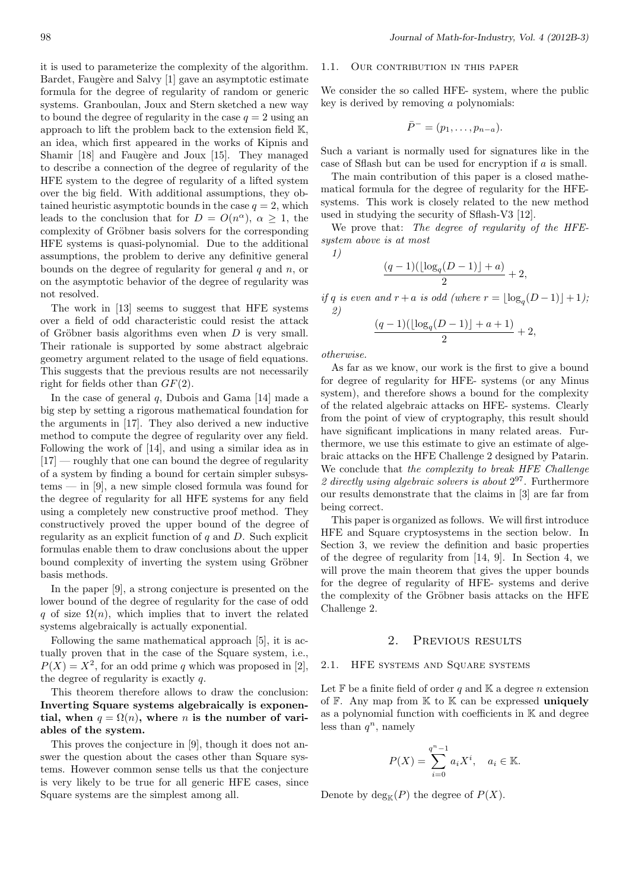it is used to parameterize the complexity of the algorithm. Bardet, Faugère and Salvy [1] gave an asymptotic estimate formula for the degree of regularity of random or generic systems. Granboulan, Joux and Stern sketched a new way to bound the degree of regularity in the case $q = 2$ using an approach to lift the problem back to the extension field $\mathbb{K}$, an idea, which first appeared in the works of Kipnis and Shamir [18] and Faugère and Joux [15]. They managed to describe a connection of the degree of regularity of the HFE system to the degree of regularity of a lifted system over the big field. With additional assumptions, they obtained heuristic asymptotic bounds in the case $q = 2$, which leads to the conclusion that for $D = O(n^\alpha)$, $\alpha \geq 1$, the complexity of Gröbner basis solvers for the corresponding HFE systems is quasi-polynomial. Due to the additional assumptions, the problem to derive any definitive general bounds on the degree of regularity for general $q$ and $n$, or on the asymptotic behavior of the degree of regularity was not resolved.

The work in [13] seems to suggest that HFE systems over a field of odd characteristic could resist the attack of Gröbner basis algorithms even when $D$ is very small. Their rationale is supported by some abstract algebraic geometry argument related to the usage of field equations. This suggests that the previous results are not necessarily right for fields other than $GF(2)$.

In the case of general $q$, Dubois and Gama [14] made a big step by setting a rigorous mathematical foundation for the arguments in [17]. They also derived a new inductive method to compute the degree of regularity over any field. Following the work of [14], and using a similar idea as in [17] — roughly that one can bound the degree of regularity of a system by finding a bound for certain simpler subsystems — in [9], a new simple closed formula was found for the degree of regularity for all HFE systems for any field using a completely new constructive proof method. They constructively proved the upper bound of the degree of regularity as an explicit function of $q$ and $D$. Such explicit formulas enable them to draw conclusions about the upper bound complexity of inverting the system using Gröbner basis methods.

In the paper [9], a strong conjecture is presented on the lower bound of the degree of regularity for the case of odd $q$ of size $\Omega(n)$, which implies that to invert the related systems algebraically is actually exponential.

Following the same mathematical approach [5], it is actually proven that in the case of the Square system, i.e., $P(X) = X^2$, for an odd prime $q$ which was proposed in [2], the degree of regularity is exactly $q$.

This theorem therefore allows to draw the conclusion: **Inverting Square systems algebraically is exponential, when $q = \Omega(n)$, where $n$ is the number of variables of the system.**

This proves the conjecture in [9], though it does not answer the question about the cases other than Square systems. However common sense tells us that the conjecture is very likely to be true for all generic HFE cases, since Square systems are the simplest among all.

### 1.1. Our contribution in this paper

We consider the so called HFE- system, where the public key is derived by removing $a$ polynomials:

$$\bar{P}^- = (p_1, \ldots, p_{n-a}).$$

Such a variant is normally used for signatures like in the case of Sflash but can be used for encryption if $a$ is small.

The main contribution of this paper is a closed mathematical formula for the degree of regularity for the HFE-systems. This work is closely related to the new method used in studying the security of Sflash-V3 [12].

We prove that: *The degree of regularity of the HFE-system above is at most*

*1)*

$$\frac{(q-1)(\lfloor \log_q(D-1) \rfloor + a)}{2} + 2,$$

*if $q$ is even and $r + a$ is odd (where $r = \lfloor \log_q(D-1) \rfloor + 1$);*

*2)*

$$\frac{(q-1)(\lfloor \log_q(D-1) \rfloor + a + 1)}{2} + 2,$$

*otherwise.*

As far as we know, our work is the first to give a bound for degree of regularity for HFE- systems (or any Minus system), and therefore shows a bound for the complexity of the related algebraic attacks on HFE- systems. Clearly from the point of view of cryptography, this result should have significant implications in many related areas. Furthermore, we use this estimate to give an estimate of algebraic attacks on the HFE Challenge 2 designed by Patarin. We conclude that *the complexity to break HFE Challenge 2 directly using algebraic solvers is about $2^{97}$*. Furthermore our results demonstrate that the claims in [3] are far from being correct.

This paper is organized as follows. We will first introduce HFE and Square cryptosystems in the section below. In Section 3, we review the definition and basic properties of the degree of regularity from [14, 9]. In Section 4, we will prove the main theorem that gives the upper bounds for the degree of regularity of HFE- systems and derive the complexity of the Gröbner basis attacks on the HFE Challenge 2.

## 2. Previous results

### 2.1. HFE systems and Square systems

Let $\mathbb{F}$ be a finite field of order $q$ and $\mathbb{K}$ a degree $n$ extension of $\mathbb{F}$. Any map from $\mathbb{K}$ to $\mathbb{K}$ can be expressed **uniquely** as a polynomial function with coefficients in $\mathbb{K}$ and degree less than $q^n$, namely

$$P(X) = \sum_{i=0}^{q^n-1} a_i X^i, \quad a_i \in \mathbb{K}.$$

Denote by $\deg_{\mathbb{K}}(P)$ the degree of $P(X)$.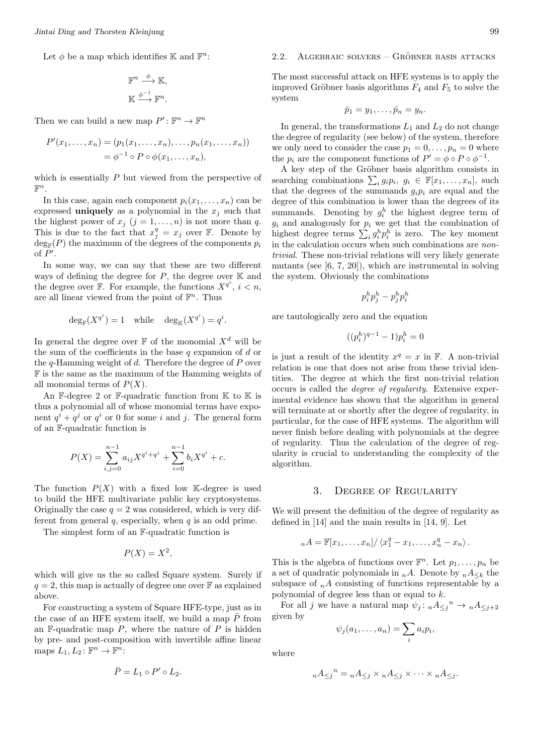Let $\phi$ be a map which identifies $\mathbb{K}$ and $\mathbb{F}^n$:

$$\mathbb{F}^n \xrightarrow{\phi} \mathbb{K},$$
$$\mathbb{K} \xrightarrow{\phi^{-1}} \mathbb{F}^n.$$

Then we can build a new map $P' \colon \mathbb{F}^n \to \mathbb{F}^n$

$$\begin{aligned} P'(x_1, \ldots, x_n) &= (p_1(x_1, \ldots, x_n), \ldots, p_n(x_1, \ldots, x_n)) \\ &= \phi^{-1} \circ P \circ \phi(x_1, \ldots, x_n), \end{aligned}$$

which is essentially $P$ but viewed from the perspective of $\mathbb{F}^n$.

In this case, again each component $p_i(x_1, \ldots, x_n)$ can be expressed **uniquely** as a polynomial in the $x_j$ such that the highest power of $x_j$ $(j = 1, \ldots, n)$ is not more than $q$. This is due to the fact that $x_j^q = x_j$ over $\mathbb{F}$. Denote by $\deg_{\mathbb{F}}(P)$ the maximum of the degrees of the components $p_i$ of $P'$.

In some way, we can say that these are two different ways of defining the degree for $P$, the degree over $\mathbb{K}$ and the degree over $\mathbb{F}$. For example, the functions $X^{q^i}$, $i < n$, are all linear viewed from the point of $\mathbb{F}^n$. Thus

$$\deg_{\mathbb{F}}(X^{q^i}) = 1 \quad \text{while} \quad \deg_{\mathbb{K}}(X^{q^i}) = q^i.$$

In general the degree over $\mathbb{F}$ of the monomial $X^d$ will be the sum of the coefficients in the base $q$ expansion of $d$ or the $q$-Hamming weight of $d$. Therefore the degree of $P$ over $\mathbb{F}$ is the same as the maximum of the Hamming weights of all monomial terms of $P(X)$.

An $\mathbb{F}$-degree 2 or $\mathbb{F}$-quadratic function from $\mathbb{K}$ to $\mathbb{K}$ is thus a polynomial all of whose monomial terms have exponent $q^i + q^j$ or $q^i$ or 0 for some $i$ and $j$. The general form of an $\mathbb{F}$-quadratic function is

$$P(X) = \sum_{i,j=0}^{n-1} a_{ij} X^{q^i+q^j} + \sum_{i=0}^{n-1} b_i X^{q^i} + c.$$

The function $P(X)$ with a fixed low $\mathbb{K}$-degree is used to build the HFE multivariate public key cryptosystems. Originally the case $q = 2$ was considered, which is very different from general $q$, especially, when $q$ is an odd prime.

The simplest form of an $\mathbb{F}$-quadratic function is

$$P(X) = X^2,$$

which will give us the so called Square system. Surely if $q = 2$, this map is actually of degree one over $\mathbb{F}$ as explained above.

For constructing a system of Square HFE-type, just as in the case of an HFE system itself, we build a map $\bar{P}$ from an $\mathbb{F}$-quadratic map $P$, where the nature of $P$ is hidden by pre- and post-composition with invertible affine linear maps $L_1, L_2 \colon \mathbb{F}^n \to \mathbb{F}^n$:

$$\bar{P} = L_1 \circ P' \circ L_2.$$

## 2.2. Algebraic solvers – Gröbner basis attacks

The most successful attack on HFE systems is to apply the improved Gröbner basis algorithms $F_4$ and $F_5$ to solve the system

$$\bar{p}_1 = y_1, \ldots, \bar{p}_n = y_n.$$

In general, the transformations $L_1$ and $L_2$ do not change the degree of regularity (see below) of the system, therefore we only need to consider the case $p_1 = 0, \ldots, p_n = 0$ where the $p_i$ are the component functions of $P' = \phi \circ P \circ \phi^{-1}$.

A key step of the Gröbner basis algorithm consists in searching combinations $\sum_i g_i p_i$, $g_i \in \mathbb{F}[x_1, \ldots, x_n]$, such that the degrees of the summands $g_i p_i$ are equal and the degree of this combination is lower than the degrees of its summands. Denoting by $g_i^h$ the highest degree term of $g_i$ and analogously for $p_i$ we get that the combination of highest degree terms $\sum_i g_i^h p_i^h$ is zero. The key moment in the calculation occurs when such combinations are *non-trivial*. These non-trivial relations will very likely generate mutants (see [6, 7, 20]), which are instrumental in solving the system. Obviously the combinations

$$p_i^h p_j^h - p_j^h p_i^h$$

are tautologically zero and the equation

$$((p_i^h)^{q-1} - 1)p_i^h = 0$$

is just a result of the identity $x^q = x$ in $\mathbb{F}$. A non-trivial relation is one that does not arise from these trivial identities. The degree at which the first non-trivial relation occurs is called the *degree of regularity*. Extensive experimental evidence has shown that the algorithm in general will terminate at or shortly after the degree of regularity, in particular, for the case of HFE systems. The algorithm will never finish before dealing with polynomials at the degree of regularity. Thus the calculation of the degree of regularity is crucial to understanding the complexity of the algorithm.

# 3. Degree of Regularity

We will present the definition of the degree of regularity as defined in [14] and the main results in [14, 9]. Let

$${}_nA = \mathbb{F}[x_1, \ldots, x_n] / \langle x_1^q - x_1, \ldots, x_n^q - x_n \rangle .$$

This is the algebra of functions over $\mathbb{F}^n$. Let $p_1, \ldots, p_n$ be a set of quadratic polynomials in ${}_nA$. Denote by ${}_nA_{\leq k}$ the subspace of ${}_nA$ consisting of functions representable by a polynomial of degree less than or equal to $k$.

For all $j$ we have a natural map $\psi_j \colon {}_nA_{\leq j}{}^n \to {}_nA_{\leq j+2}$ given by

$$\psi_j(a_1, \ldots, a_n) = \sum_i a_i p_i,$$

where

$${}_nA_{\leq j}{}^n = {}_nA_{\leq j} \times {}_nA_{\leq j} \times \cdots \times {}_nA_{\leq j}.$$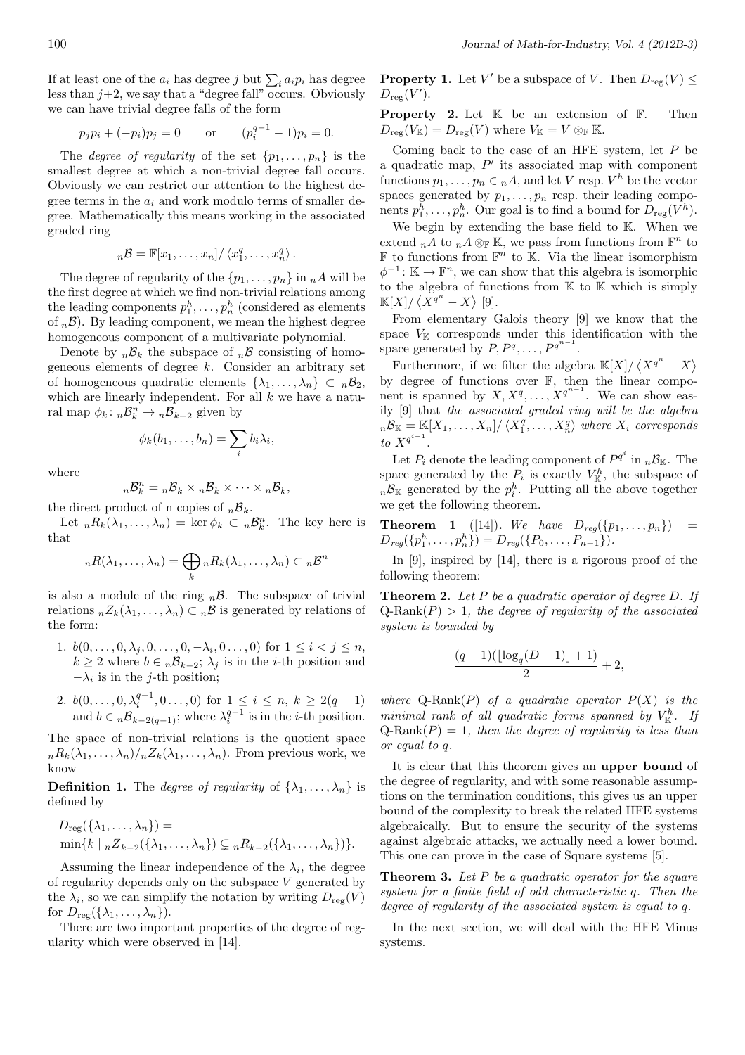If at least one of the $a_i$ has degree $j$ but $\sum_i a_i p_i$ has degree less than $j+2$, we say that a "degree fall" occurs. Obviously we can have trivial degree falls of the form

$$p_j p_i + (-p_i)p_j = 0 \qquad \text{or} \qquad (p_i^{q-1} - 1)p_i = 0.$$

The *degree of regularity* of the set $\{p_1, \ldots, p_n\}$ is the smallest degree at which a non-trivial degree fall occurs. Obviously we can restrict our attention to the highest degree terms in the $a_i$ and work modulo terms of smaller degree. Mathematically this means working in the associated graded ring

$${}_n\mathcal{B} = \mathbb{F}[x_1, \ldots, x_n]/\left\langle x_1^q, \ldots, x_n^q \right\rangle.$$

The degree of regularity of the $\{p_1, \ldots, p_n\}$ in ${}_nA$ will be the first degree at which we find non-trivial relations among the leading components $p_1^h, \ldots, p_n^h$ (considered as elements of ${}_n\mathcal{B}$). By leading component, we mean the highest degree homogeneous component of a multivariate polynomial.

Denote by ${}_n\mathcal{B}_k$ the subspace of ${}_n\mathcal{B}$ consisting of homogeneous elements of degree $k$. Consider an arbitrary set of homogeneous quadratic elements $\{\lambda_1, \ldots, \lambda_n\} \subset {}_n\mathcal{B}_2$, which are linearly independent. For all $k$ we have a natural map $\phi_k \colon {}_n\mathcal{B}_k^n \to {}_n\mathcal{B}_{k+2}$ given by

$$\phi_k(b_1, \ldots, b_n) = \sum_i b_i \lambda_i,$$

where

$${}_n\mathcal{B}_k^n = {}_n\mathcal{B}_k \times {}_n\mathcal{B}_k \times \cdots \times {}_n\mathcal{B}_k,$$

the direct product of n copies of ${}_n\mathcal{B}_k$.

Let ${}_nR_k(\lambda_1, \ldots, \lambda_n) = \ker \phi_k \subset {}_n\mathcal{B}_k^n$. The key here is that

$${}_nR(\lambda_1, \ldots, \lambda_n) = \bigoplus_k {}_nR_k(\lambda_1, \ldots, \lambda_n) \subset {}_n\mathcal{B}^n$$

is also a module of the ring ${}_n\mathcal{B}$. The subspace of trivial relations ${}_nZ_k(\lambda_1, \ldots, \lambda_n) \subset {}_n\mathcal{B}$ is generated by relations of the form:

1. $b(0, \ldots, 0, \lambda_j, 0, \ldots, 0, -\lambda_i, 0 \ldots, 0)$ for $1 \le i < j \le n$, $k \ge 2$ where $b \in {}_n\mathcal{B}_{k-2}$; $\lambda_j$ is in the $i$-th position and $-\lambda_i$ is in the $j$-th position;
2. $b(0, \ldots, 0, \lambda_i^{q-1}, 0 \ldots, 0)$ for $1 \le i \le n$, $k \ge 2(q-1)$ and $b \in {}_n\mathcal{B}_{k-2(q-1)}$; where $\lambda_i^{q-1}$ is in the $i$-th position.

The space of non-trivial relations is the quotient space ${}_nR_k(\lambda_1, \ldots, \lambda_n)/{}_nZ_k(\lambda_1, \ldots, \lambda_n)$. From previous work, we know

**Definition 1.** The *degree of regularity* of $\{\lambda_1, \ldots, \lambda_n\}$ is defined by

$$D_{\text{reg}}(\{\lambda_1, \ldots, \lambda_n\}) = \min\{k \mid {}_nZ_{k-2}(\{\lambda_1, \ldots, \lambda_n\}) \subsetneq {}_nR_{k-2}(\{\lambda_1, \ldots, \lambda_n\})\}.$$

Assuming the linear independence of the $\lambda_i$, the degree of regularity depends only on the subspace $V$ generated by the $\lambda_i$, so we can simplify the notation by writing $D_{\text{reg}}(V)$ for $D_{\text{reg}}(\{\lambda_1, \ldots, \lambda_n\})$.

There are two important properties of the degree of regularity which were observed in [14].

**Property 1.** Let $V'$ be a subspace of $V$. Then $D_{\text{reg}}(V) \le D_{\text{reg}}(V')$.

**Property 2.** Let $\mathbb{K}$ be an extension of $\mathbb{F}$. Then $D_{\text{reg}}(V_{\mathbb{K}}) = D_{\text{reg}}(V)$ where $V_{\mathbb{K}} = V \otimes_{\mathbb{F}} \mathbb{K}$.

Coming back to the case of an HFE system, let $P$ be a quadratic map, $P'$ its associated map with component functions $p_1, \ldots, p_n \in {}_nA$, and let $V$ resp. $V^h$ be the vector spaces generated by $p_1, \ldots, p_n$ resp. their leading components $p_1^h, \ldots, p_n^h$. Our goal is to find a bound for $D_{\text{reg}}(V^h)$.

We begin by extending the base field to $\mathbb{K}$. When we extend ${}_nA$ to ${}_nA \otimes_{\mathbb{F}} \mathbb{K}$, we pass from functions from $\mathbb{F}^n$ to $\mathbb{F}$ to functions from $\mathbb{F}^n$ to $\mathbb{K}$. Via the linear isomorphism $\phi^{-1} \colon \mathbb{K} \to \mathbb{F}^n$, we can show that this algebra is isomorphic to the algebra of functions from $\mathbb{K}$ to $\mathbb{K}$ which is simply $\mathbb{K}[X]/\left\langle X^{q^n} - X \right\rangle$ [9].

From elementary Galois theory [9] we know that the space $V_{\mathbb{K}}$ corresponds under this identification with the space generated by $P, P^q, \ldots, P^{q^{n-1}}$.

Furthermore, if we filter the algebra $\mathbb{K}[X]/\left\langle X^{q^n} - X \right\rangle$ by degree of functions over $\mathbb{F}$, then the linear component is spanned by $X, X^q, \ldots, X^{q^{n-1}}$. We can show easily [9] that *the associated graded ring will be the algebra* ${}_n\mathcal{B}_{\mathbb{K}} = \mathbb{K}[X_1, \ldots, X_n]/\left\langle X_1^q, \ldots, X_n^q \right\rangle$ *where $X_i$ corresponds to $X^{q^{i-1}}$.*

Let $P_i$ denote the leading component of $P^{q^i}$ in ${}_n\mathcal{B}_{\mathbb{K}}$. The space generated by the $P_i$ is exactly $V_{\mathbb{K}}^h$, the subspace of ${}_n\mathcal{B}_{\mathbb{K}}$ generated by the $p_i^h$. Putting all the above together we get the following theorem.

**Theorem 1** ([14])**.** *We have* $D_{reg}(\{p_1, \ldots, p_n\}) = D_{reg}(\{p_1^h, \ldots, p_n^h\}) = D_{reg}(\{P_0, \ldots, P_{n-1}\})$.

In [9], inspired by [14], there is a rigorous proof of the following theorem:

**Theorem 2.** *Let $P$ be a quadratic operator of degree $D$. If* Q-Rank$(P) > 1$*, the degree of regularity of the associated system is bounded by*

$$\frac{(q-1)(\lfloor \log_q(D-1) \rfloor + 1)}{2} + 2,$$

*where* Q-Rank$(P)$ *of a quadratic operator $P(X)$ is the minimal rank of all quadratic forms spanned by $V_{\mathbb{K}}^h$. If* Q-Rank$(P) = 1$*, then the degree of regularity is less than or equal to $q$.*

It is clear that this theorem gives an **upper bound** of the degree of regularity, and with some reasonable assumptions on the termination conditions, this gives us an upper bound of the complexity to break the related HFE systems algebraically. But to ensure the security of the systems against algebraic attacks, we actually need a lower bound. This one can prove in the case of Square systems [5].

**Theorem 3.** *Let $P$ be a quadratic operator for the square system for a finite field of odd characteristic $q$. Then the degree of regularity of the associated system is equal to $q$.*

In the next section, we will deal with the HFE Minus systems.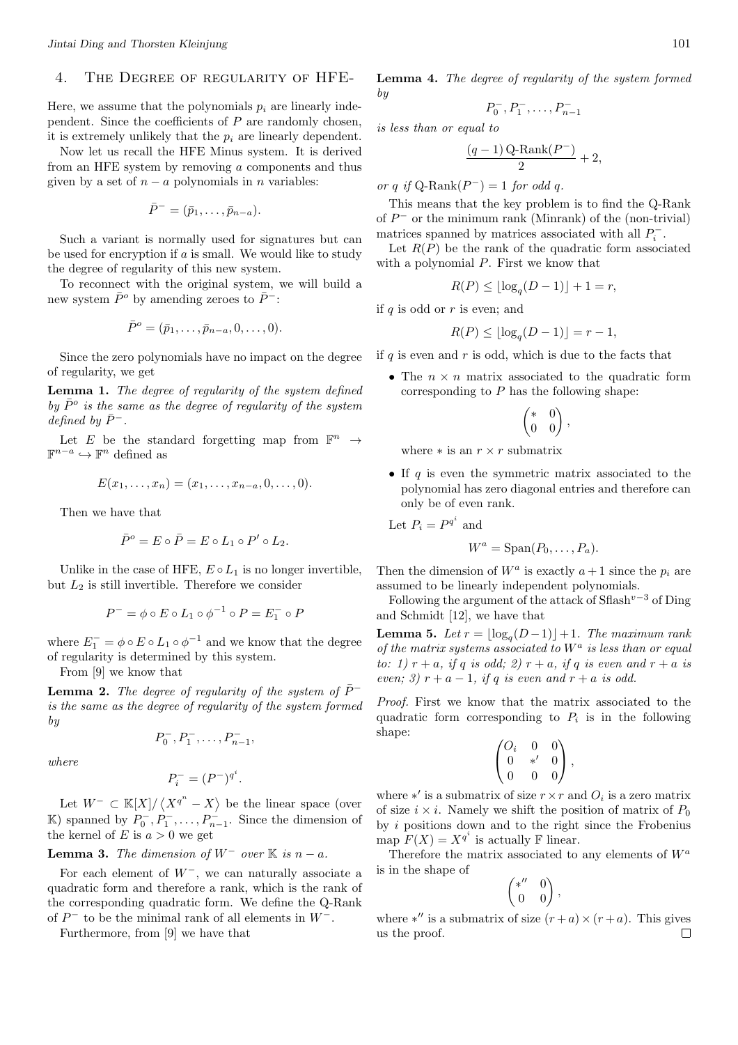## 4. The Degree of regularity of HFE-

Here, we assume that the polynomials $p_i$ are linearly independent. Since the coefficients of $P$ are randomly chosen, it is extremely unlikely that the $p_i$ are linearly dependent.

Now let us recall the HFE Minus system. It is derived from an HFE system by removing $a$ components and thus given by a set of $n-a$ polynomials in $n$ variables:

$$\bar{P}^- = (\bar{p}_1, \ldots, \bar{p}_{n-a}).$$

Such a variant is normally used for signatures but can be used for encryption if $a$ is small. We would like to study the degree of regularity of this new system.

To reconnect with the original system, we will build a new system $\bar{P}^o$ by amending zeroes to $\bar{P}^-$:

$$\bar{P}^o = (\bar{p}_1, \ldots, \bar{p}_{n-a}, 0, \ldots, 0).$$

Since the zero polynomials have no impact on the degree of regularity, we get

**Lemma 1.** *The degree of regularity of the system defined by $\bar{P}^o$ is the same as the degree of regularity of the system defined by $\bar{P}^-$.*

Let $E$ be the standard forgetting map from $\mathbb{F}^n \to \mathbb{F}^{n-a} \hookrightarrow \mathbb{F}^n$ defined as

$$E(x_1, \ldots, x_n) = (x_1, \ldots, x_{n-a}, 0, \ldots, 0).$$

Then we have that

$$\bar{P}^o = E \circ \bar{P} = E \circ L_1 \circ P' \circ L_2.$$

Unlike in the case of HFE, $E \circ L_1$ is no longer invertible, but $L_2$ is still invertible. Therefore we consider

$$P^- = \phi \circ E \circ L_1 \circ \phi^{-1} \circ P = E_1^- \circ P$$

where $E_1^- = \phi \circ E \circ L_1 \circ \phi^{-1}$ and we know that the degree of regularity is determined by this system.

From [9] we know that

**Lemma 2.** *The degree of regularity of the system of $\bar{P}^-$ is the same as the degree of regularity of the system formed by*

$$P_0^-, P_1^-, \ldots, P_{n-1}^-,$$

*where*

$$P_i^- = (P^-)^{q^i}.$$

Let $W^- \subset \mathbb{K}[X]/\langle X^{q^n} - X \rangle$ be the linear space (over $\mathbb{K}$) spanned by $P_0^-, P_1^-, \ldots, P_{n-1}^-$. Since the dimension of the kernel of $E$ is $a > 0$ we get

**Lemma 3.** *The dimension of $W^-$ over $\mathbb{K}$ is $n-a$.*

For each element of $W^-$, we can naturally associate a quadratic form and therefore a rank, which is the rank of the corresponding quadratic form. We define the Q-Rank of $P^-$ to be the minimal rank of all elements in $W^-$.

Furthermore, from [9] we have that

**Lemma 4.** *The degree of regularity of the system formed by*

$$P_0^-, P_1^-, \ldots, P_{n-1}^-$$

*is less than or equal to*

$$\frac{(q-1)\,\text{Q-Rank}(P^-)}{2} + 2,$$

*or $q$ if $\text{Q-Rank}(P^-) = 1$ for odd $q$.*

This means that the key problem is to find the Q-Rank of $P^-$ or the minimum rank (Minrank) of the (non-trivial) matrices spanned by matrices associated with all $P_i^-$.

Let $R(P)$ be the rank of the quadratic form associated with a polynomial $P$. First we know that

$$R(P) \le \lfloor \log_q(D-1) \rfloor + 1 = r,$$

if $q$ is odd or $r$ is even; and

$$R(P) \le \lfloor \log_q(D-1) \rfloor = r - 1,$$

if $q$ is even and $r$ is odd, which is due to the facts that

- The $n \times n$ matrix associated to the quadratic form corresponding to $P$ has the following shape:

$$\begin{pmatrix} * & 0 \\ 0 & 0 \end{pmatrix},$$

  where $*$ is an $r \times r$ submatrix

- If $q$ is even the symmetric matrix associated to the polynomial has zero diagonal entries and therefore can only be of even rank.

Let $P_i = P^{q^i}$ and

$$W^a = \text{Span}(P_0, \ldots, P_a).$$

Then the dimension of $W^a$ is exactly $a+1$ since the $p_i$ are assumed to be linearly independent polynomials.

Following the argument of the attack of Sflash$^{v-3}$ of Ding and Schmidt [12], we have that

**Lemma 5.** *Let $r = \lfloor \log_q(D-1) \rfloor + 1$. The maximum rank of the matrix systems associated to $W^a$ is less than or equal to: 1) $r+a$, if $q$ is odd; 2) $r+a$, if $q$ is even and $r+a$ is even; 3) $r+a-1$, if $q$ is even and $r+a$ is odd.*

*Proof.* First we know that the matrix associated to the quadratic form corresponding to $P_i$ is in the following shape:

$$\begin{pmatrix} O_i & 0 & 0 \\ 0 & *' & 0 \\ 0 & 0 & 0 \end{pmatrix},$$

where $*'$ is a submatrix of size $r \times r$ and $O_i$ is a zero matrix of size $i \times i$. Namely we shift the position of matrix of $P_0$ by $i$ positions down and to the right since the Frobenius map $F(X) = X^{q^i}$ is actually $\mathbb{F}$ linear.

Therefore the matrix associated to any elements of $W^a$ is in the shape of

$$\begin{pmatrix} *'' & 0 \\ 0 & 0 \end{pmatrix},$$

where $*''$ is a submatrix of size $(r+a) \times (r+a)$. This gives us the proof. $\square$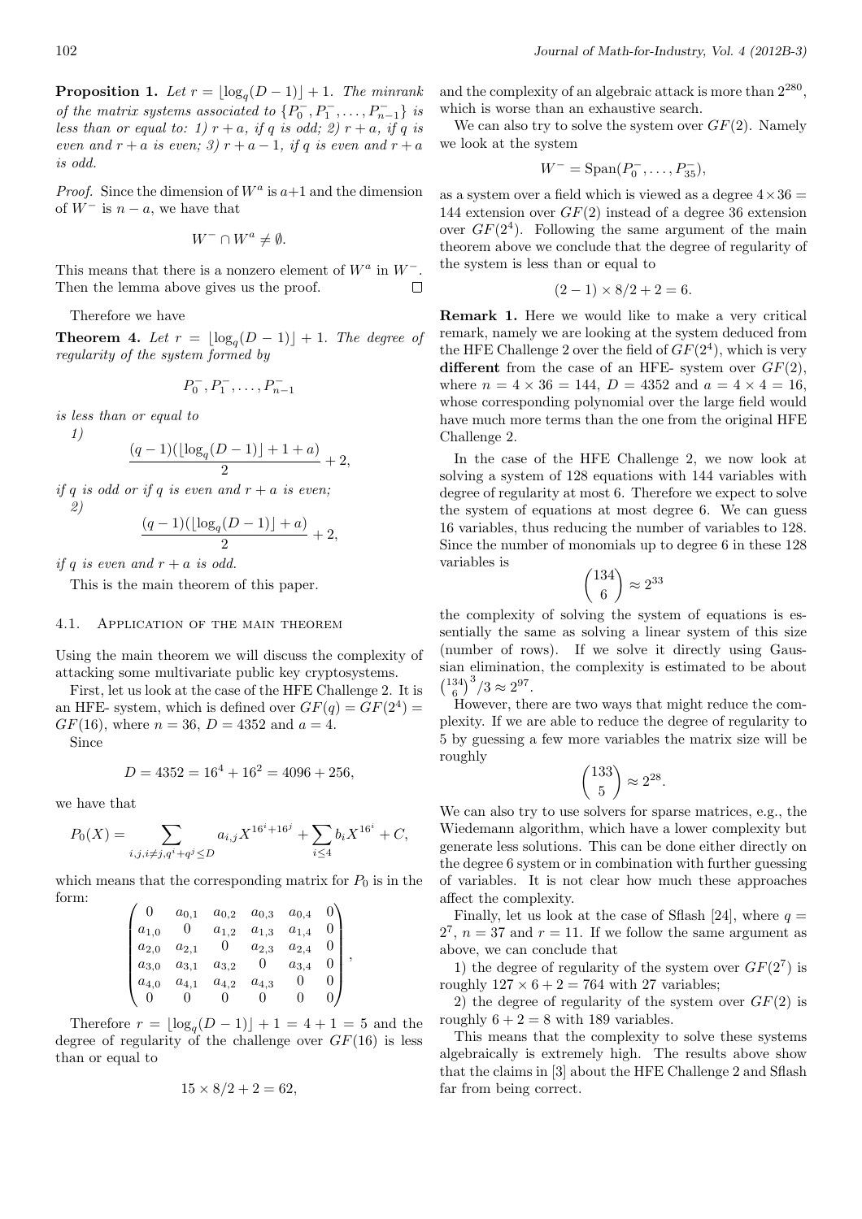**Proposition 1.** *Let $r = \lfloor \log_q(D-1) \rfloor + 1$. The minrank of the matrix systems associated to $\{P_0^-, P_1^-, \ldots, P_{n-1}^-\}$ is less than or equal to: 1) $r+a$, if $q$ is odd; 2) $r+a$, if $q$ is even and $r+a$ is even; 3) $r+a-1$, if $q$ is even and $r+a$ is odd.*

*Proof.* Since the dimension of $W^a$ is $a+1$ and the dimension of $W^-$ is $n-a$, we have that

$$W^- \cap W^a \neq \emptyset.$$

This means that there is a nonzero element of $W^a$ in $W^-$. Then the lemma above gives us the proof. $\square$

Therefore we have

**Theorem 4.** *Let $r = \lfloor \log_q(D-1) \rfloor + 1$. The degree of regularity of the system formed by*

$$P_0^-, P_1^-, \ldots, P_{n-1}^-$$

*is less than or equal to*

*1)*

$$\frac{(q-1)(\lfloor \log_q(D-1) \rfloor + 1 + a)}{2} + 2,$$

*if $q$ is odd or if $q$ is even and $r+a$ is even;*

*2)*

$$\frac{(q-1)(\lfloor \log_q(D-1) \rfloor + a)}{2} + 2,$$

*if $q$ is even and $r+a$ is odd.*

This is the main theorem of this paper.

### 4.1. Application of the main theorem

Using the main theorem we will discuss the complexity of attacking some multivariate public key cryptosystems.

First, let us look at the case of the HFE Challenge 2. It is an HFE- system, which is defined over $GF(q) = GF(2^4) = GF(16)$, where $n = 36$, $D = 4352$ and $a = 4$.

Since

$$D = 4352 = 16^4 + 16^2 = 4096 + 256,$$

we have that

$$P_0(X) = \sum_{i,j,i\neq j, q^i+q^j \leq D} a_{i,j} X^{16^i+16^j} + \sum_{i \leq 4} b_i X^{16^i} + C,$$

which means that the corresponding matrix for $P_0$ is in the form:

$$\begin{pmatrix} 0 & a_{0,1} & a_{0,2} & a_{0,3} & a_{0,4} & 0 \\ a_{1,0} & 0 & a_{1,2} & a_{1,3} & a_{1,4} & 0 \\ a_{2,0} & a_{2,1} & 0 & a_{2,3} & a_{2,4} & 0 \\ a_{3,0} & a_{3,1} & a_{3,2} & 0 & a_{3,4} & 0 \\ a_{4,0} & a_{4,1} & a_{4,2} & a_{4,3} & 0 & 0 \\ 0 & 0 & 0 & 0 & 0 & 0 \end{pmatrix},$$

Therefore $r = \lfloor \log_q(D-1) \rfloor + 1 = 4 + 1 = 5$ and the degree of regularity of the challenge over $GF(16)$ is less than or equal to

$$15 \times 8/2 + 2 = 62,$$

and the complexity of an algebraic attack is more than $2^{280}$, which is worse than an exhaustive search.

We can also try to solve the system over $GF(2)$. Namely we look at the system

$$W^- = \text{Span}(P_0^-, \ldots, P_{35}^-),$$

as a system over a field which is viewed as a degree $4 \times 36 = 144$ extension over $GF(2)$ instead of a degree 36 extension over $GF(2^4)$. Following the same argument of the main theorem above we conclude that the degree of regularity of the system is less than or equal to

$$(2-1) \times 8/2 + 2 = 6.$$

**Remark 1.** Here we would like to make a very critical remark, namely we are looking at the system deduced from the HFE Challenge 2 over the field of $GF(2^4)$, which is very **different** from the case of an HFE- system over $GF(2)$, where $n = 4 \times 36 = 144$, $D = 4352$ and $a = 4 \times 4 = 16$, whose corresponding polynomial over the large field would have much more terms than the one from the original HFE Challenge 2.

In the case of the HFE Challenge 2, we now look at solving a system of 128 equations with 144 variables with degree of regularity at most 6. Therefore we expect to solve the system of equations at most degree 6. We can guess 16 variables, thus reducing the number of variables to 128. Since the number of monomials up to degree 6 in these 128 variables is

$$\binom{134}{6} \approx 2^{33}$$

the complexity of solving the system of equations is essentially the same as solving a linear system of this size (number of rows). If we solve it directly using Gaussian elimination, the complexity is estimated to be about $\binom{134}{6}^3/3 \approx 2^{97}$.

However, there are two ways that might reduce the complexity. If we are able to reduce the degree of regularity to 5 by guessing a few more variables the matrix size will be roughly

$$\binom{133}{5} \approx 2^{28}.$$

We can also try to use solvers for sparse matrices, e.g., the Wiedemann algorithm, which have a lower complexity but generate less solutions. This can be done either directly on the degree 6 system or in combination with further guessing of variables. It is not clear how much these approaches affect the complexity.

Finally, let us look at the case of Sflash [24], where $q = 2^7$, $n = 37$ and $r = 11$. If we follow the same argument as above, we can conclude that

1) the degree of regularity of the system over $GF(2^7)$ is roughly $127 \times 6 + 2 = 764$ with 27 variables;

2) the degree of regularity of the system over $GF(2)$ is roughly $6 + 2 = 8$ with 189 variables.

This means that the complexity to solve these systems algebraically is extremely high. The results above show that the claims in [3] about the HFE Challenge 2 and Sflash far from being correct.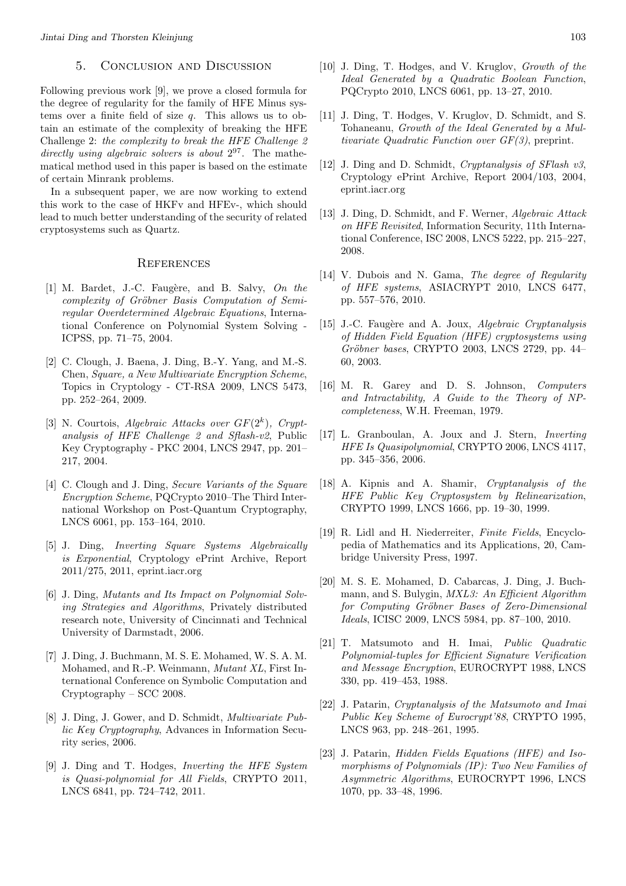## 5. Conclusion and Discussion

Following previous work [9], we prove a closed formula for the degree of regularity for the family of HFE Minus systems over a finite field of size $q$. This allows us to obtain an estimate of the complexity of breaking the HFE Challenge 2: *the complexity to break the HFE Challenge 2 directly using algebraic solvers is about* $2^{97}$. The mathematical method used in this paper is based on the estimate of certain Minrank problems.

In a subsequent paper, we are now working to extend this work to the case of HKFv and HFEv-, which should lead to much better understanding of the security of related cryptosystems such as Quartz.

## References

[1] M. Bardet, J.-C. Faugère, and B. Salvy, *On the complexity of Gröbner Basis Computation of Semi-regular Overdetermined Algebraic Equations*, International Conference on Polynomial System Solving - ICPSS, pp. 71–75, 2004.

[2] C. Clough, J. Baena, J. Ding, B.-Y. Yang, and M.-S. Chen, *Square, a New Multivariate Encryption Scheme*, Topics in Cryptology - CT-RSA 2009, LNCS 5473, pp. 252–264, 2009.

[3] N. Courtois, *Algebraic Attacks over $GF(2^k)$, Cryptanalysis of HFE Challenge 2 and Sflash-v2*, Public Key Cryptography - PKC 2004, LNCS 2947, pp. 201–217, 2004.

[4] C. Clough and J. Ding, *Secure Variants of the Square Encryption Scheme*, PQCrypto 2010–The Third International Workshop on Post-Quantum Cryptography, LNCS 6061, pp. 153–164, 2010.

[5] J. Ding, *Inverting Square Systems Algebraically is Exponential*, Cryptology ePrint Archive, Report 2011/275, 2011, eprint.iacr.org

[6] J. Ding, *Mutants and Its Impact on Polynomial Solving Strategies and Algorithms*, Privately distributed research note, University of Cincinnati and Technical University of Darmstadt, 2006.

[7] J. Ding, J. Buchmann, M. S. E. Mohamed, W. S. A. M. Mohamed, and R.-P. Weinmann, *Mutant XL*, First International Conference on Symbolic Computation and Cryptography – SCC 2008.

[8] J. Ding, J. Gower, and D. Schmidt, *Multivariate Public Key Cryptography*, Advances in Information Security series, 2006.

[9] J. Ding and T. Hodges, *Inverting the HFE System is Quasi-polynomial for All Fields*, CRYPTO 2011, LNCS 6841, pp. 724–742, 2011.

[10] J. Ding, T. Hodges, and V. Kruglov, *Growth of the Ideal Generated by a Quadratic Boolean Function*, PQCrypto 2010, LNCS 6061, pp. 13–27, 2010.

[11] J. Ding, T. Hodges, V. Kruglov, D. Schmidt, and S. Tohaneanu, *Growth of the Ideal Generated by a Multivariate Quadratic Function over GF(3)*, preprint.

[12] J. Ding and D. Schmidt, *Cryptanalysis of SFlash v3*, Cryptology ePrint Archive, Report 2004/103, 2004, eprint.iacr.org

[13] J. Ding, D. Schmidt, and F. Werner, *Algebraic Attack on HFE Revisited*, Information Security, 11th International Conference, ISC 2008, LNCS 5222, pp. 215–227, 2008.

[14] V. Dubois and N. Gama, *The degree of Regularity of HFE systems*, ASIACRYPT 2010, LNCS 6477, pp. 557–576, 2010.

[15] J.-C. Faugère and A. Joux, *Algebraic Cryptanalysis of Hidden Field Equation (HFE) cryptosystems using Gröbner bases*, CRYPTO 2003, LNCS 2729, pp. 44–60, 2003.

[16] M. R. Garey and D. S. Johnson, *Computers and Intractability, A Guide to the Theory of NP-completeness*, W.H. Freeman, 1979.

[17] L. Granboulan, A. Joux and J. Stern, *Inverting HFE Is Quasipolynomial*, CRYPTO 2006, LNCS 4117, pp. 345–356, 2006.

[18] A. Kipnis and A. Shamir, *Cryptanalysis of the HFE Public Key Cryptosystem by Relinearization*, CRYPTO 1999, LNCS 1666, pp. 19–30, 1999.

[19] R. Lidl and H. Niederreiter, *Finite Fields*, Encyclopedia of Mathematics and its Applications, 20, Cambridge University Press, 1997.

[20] M. S. E. Mohamed, D. Cabarcas, J. Ding, J. Buchmann, and S. Bulygin, *MXL3: An Efficient Algorithm for Computing Gröbner Bases of Zero-Dimensional Ideals*, ICISC 2009, LNCS 5984, pp. 87–100, 2010.

[21] T. Matsumoto and H. Imai, *Public Quadratic Polynomial-tuples for Efficient Signature Verification and Message Encryption*, EUROCRYPT 1988, LNCS 330, pp. 419–453, 1988.

[22] J. Patarin, *Cryptanalysis of the Matsumoto and Imai Public Key Scheme of Eurocrypt'88*, CRYPTO 1995, LNCS 963, pp. 248–261, 1995.

[23] J. Patarin, *Hidden Fields Equations (HFE) and Isomorphisms of Polynomials (IP): Two New Families of Asymmetric Algorithms*, EUROCRYPT 1996, LNCS 1070, pp. 33–48, 1996.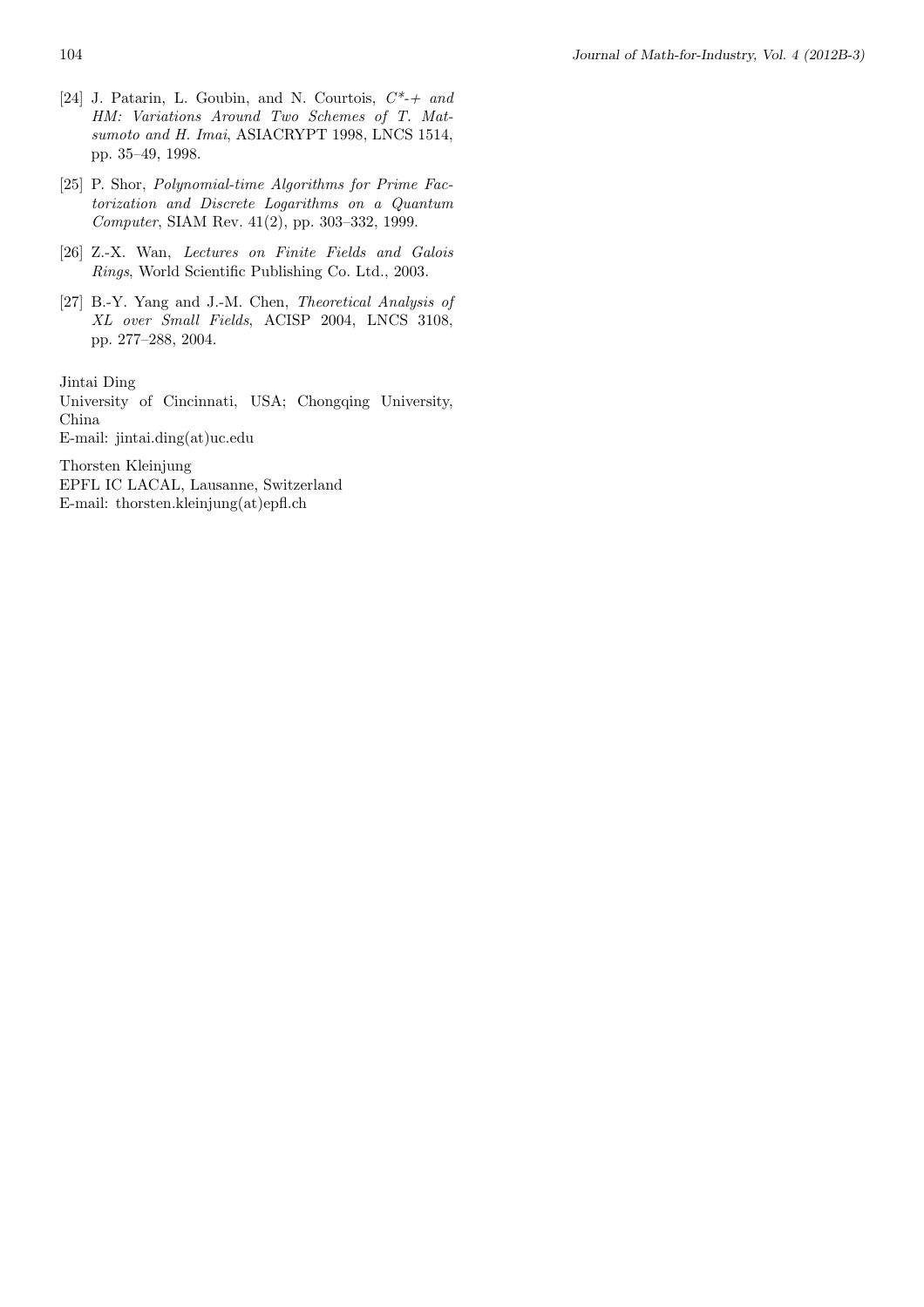[24] J. Patarin, L. Goubin, and N. Courtois, *C*-+ and HM: Variations Around Two Schemes of T. Matsumoto and H. Imai*, ASIACRYPT 1998, LNCS 1514, pp. 35–49, 1998.

[25] P. Shor, *Polynomial-time Algorithms for Prime Factorization and Discrete Logarithms on a Quantum Computer*, SIAM Rev. 41(2), pp. 303–332, 1999.

[26] Z.-X. Wan, *Lectures on Finite Fields and Galois Rings*, World Scientific Publishing Co. Ltd., 2003.

[27] B.-Y. Yang and J.-M. Chen, *Theoretical Analysis of XL over Small Fields*, ACISP 2004, LNCS 3108, pp. 277–288, 2004.

Jintai Ding
University of Cincinnati, USA; Chongqing University, China
E-mail: jintai.ding(at)uc.edu

Thorsten Kleinjung
EPFL IC LACAL, Lausanne, Switzerland
E-mail: thorsten.kleinjung(at)epfl.ch